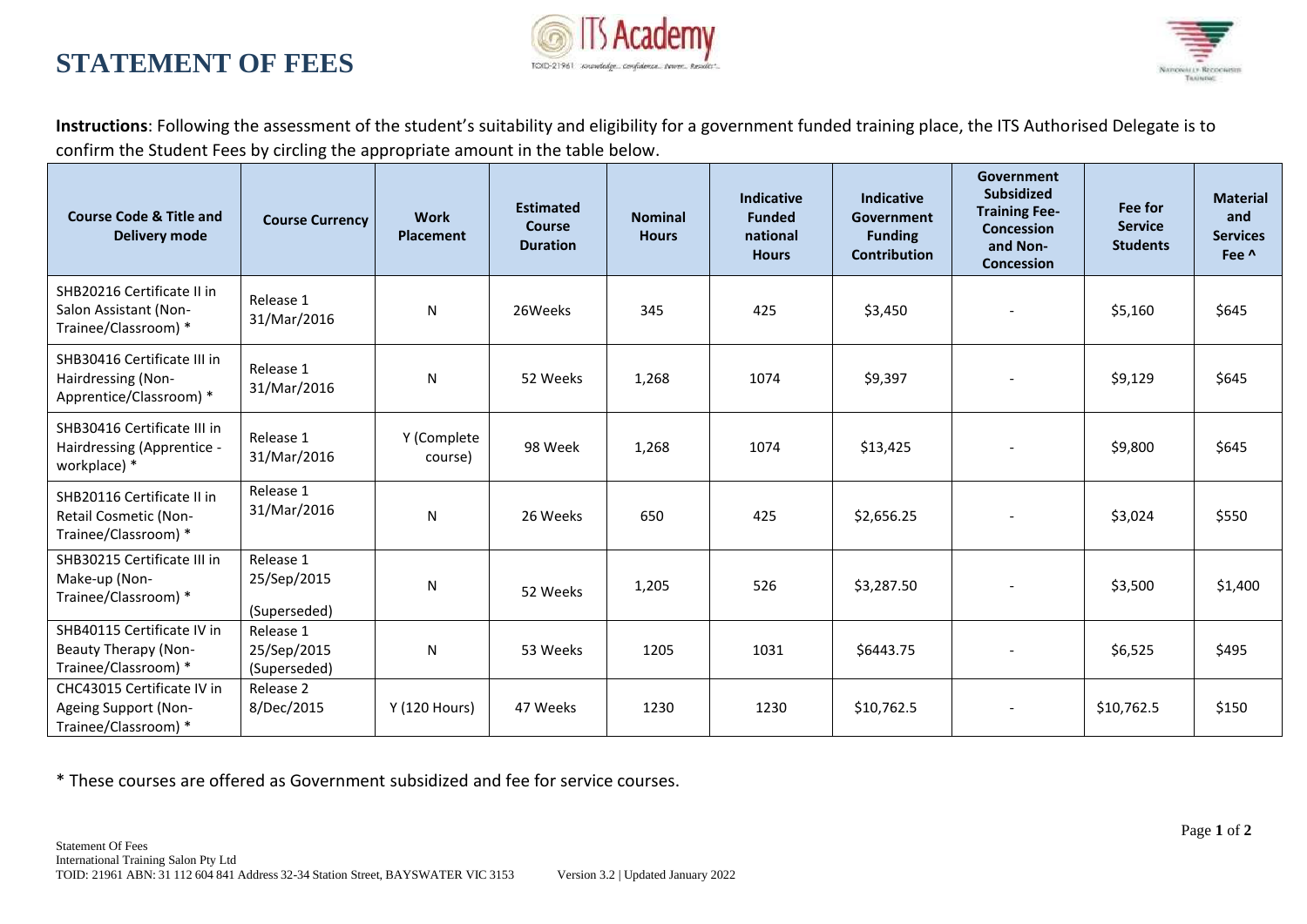# STATEMENT OF FEES

**Instructions**: Following the assessment of the student's suitability and eligibility for a government funded training place, the ITS Authorised Delegate is to confirm the Student Fees by circling the appropriate amount in the table below.

| Course Code & Title and Delivery mode | Course Currency | Work Placement | Estimated Course Duration | Nominal Hours | Indicative Funded national Hours | Indicative Government Funding Contribution | Government Subsidized Training Fee- Concession and Non-Concession | Fee for Service Students | Material and Services Fee ^ |
|---|---|---|---|---|---|---|---|---|---|
| SHB20216 Certificate II in Salon Assistant (Non-Trainee/Classroom) * | Release 1 31/Mar/2016 | N | 26Weeks | 345 | 425 | $3,450 | - | $5,160 | $645 |
| SHB30416 Certificate III in Hairdressing (Non-Apprentice/Classroom) * | Release 1 31/Mar/2016 | N | 52 Weeks | 1,268 | 1074 | $9,397 | - | $9,129 | $645 |
| SHB30416 Certificate III in Hairdressing (Apprentice - workplace) * | Release 1 31/Mar/2016 | Y (Complete course) | 98 Week | 1,268 | 1074 | $13,425 | - | $9,800 | $645 |
| SHB20116 Certificate II in Retail Cosmetic (Non-Trainee/Classroom) * | Release 1 31/Mar/2016 | N | 26 Weeks | 650 | 425 | $2,656.25 | - | $3,024 | $550 |
| SHB30215 Certificate III in Make-up (Non-Trainee/Classroom) * | Release 1 25/Sep/2015 (Superseded) | N | 52 Weeks | 1,205 | 526 | $3,287.50 | - | $3,500 | $1,400 |
| SHB40115 Certificate IV in Beauty Therapy (Non-Trainee/Classroom) * | Release 1 25/Sep/2015 (Superseded) | N | 53 Weeks | 1205 | 1031 | $6443.75 | - | $6,525 | $495 |
| CHC43015 Certificate IV in Ageing Support (Non-Trainee/Classroom) * | Release 2 8/Dec/2015 | Y (120 Hours) | 47 Weeks | 1230 | 1230 | $10,762.5 | - | $10,762.5 | $150 |

* These courses are offered as Government subsidized and fee for service courses.

Statement Of Fees
International Training Salon Pty Ltd
TOID: 21961 ABN: 31 112 604 841 Address 32-34 Station Street, BAYSWATER VIC 3153 Version 3.2 | Updated January 2022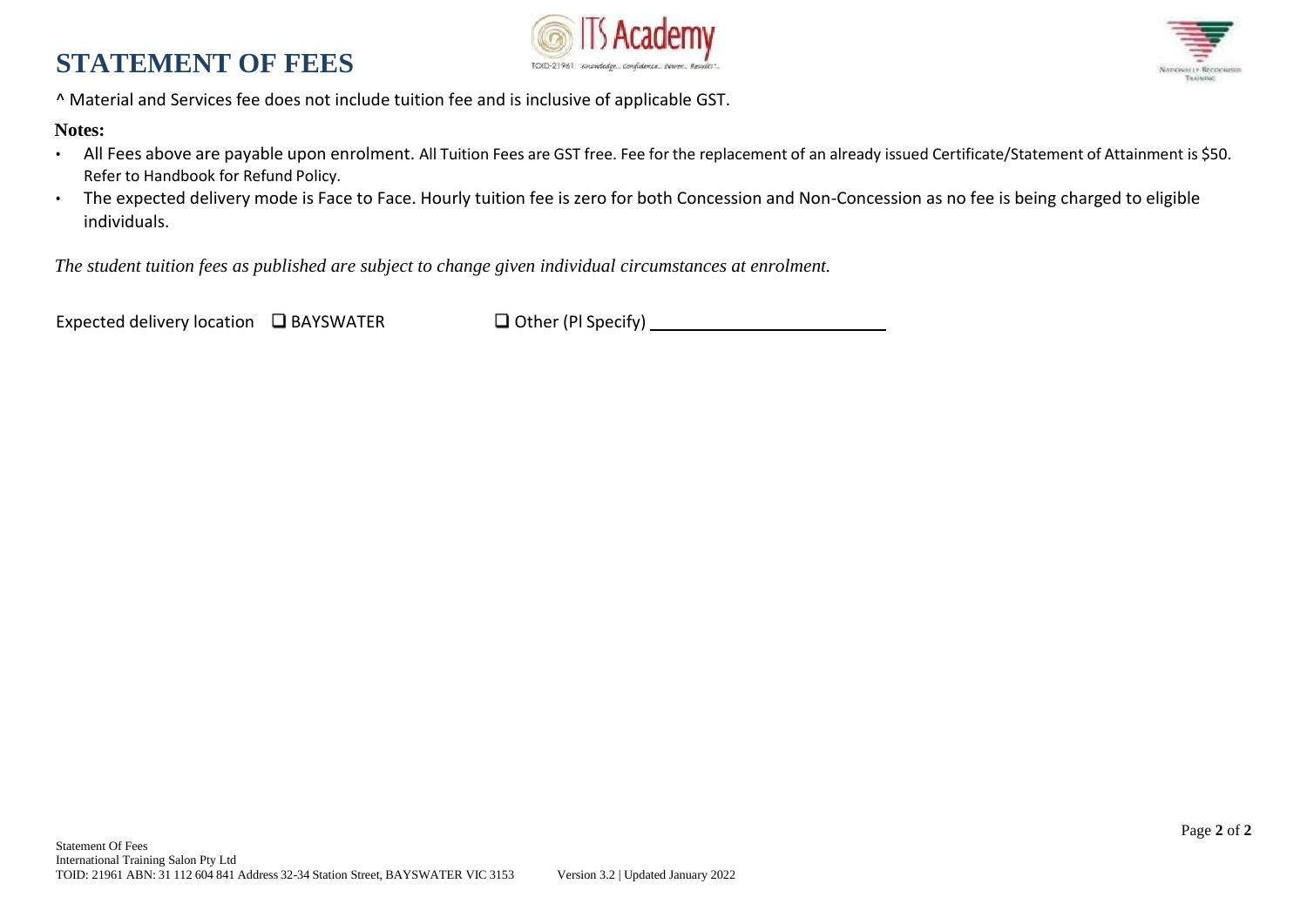# STATEMENT OF FEES

^ Material and Services fee does not include tuition fee and is inclusive of applicable GST.

**Notes:**

- All Fees above are payable upon enrolment. All Tuition Fees are GST free. Fee for the replacement of an already issued Certificate/Statement of Attainment is $50. Refer to Handbook for Refund Policy.
- The expected delivery mode is Face to Face. Hourly tuition fee is zero for both Concession and Non-Concession as no fee is being charged to eligible individuals.

*The student tuition fees as published are subject to change given individual circumstances at enrolment.*

Expected delivery location ☐ BAYSWATER ☐ Other (Pl Specify) ____________________

Statement Of Fees
International Training Salon Pty Ltd
TOID: 21961 ABN: 31 112 604 841 Address 32-34 Station Street, BAYSWATER VIC 3153 Version 3.2 | Updated January 2022